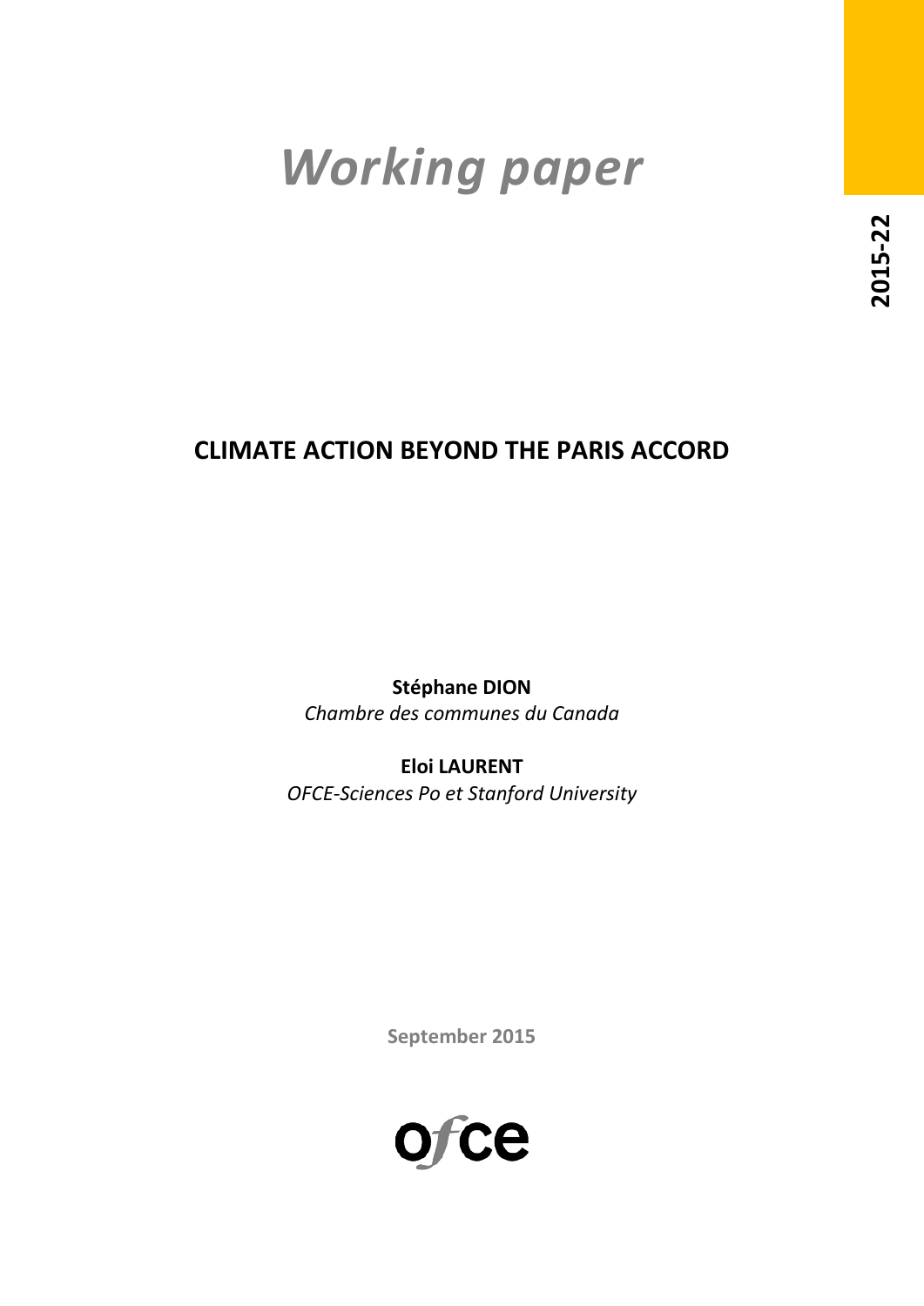*Working paper*

2015-22

# CLIMATE ACTION BEYOND THE PARIS ACCORD

**Stéphane DION**
*Chambre des communes du Canada*

**Eloi LAURENT**
*OFCE-Sciences Po et Stanford University*

September 2015

ofce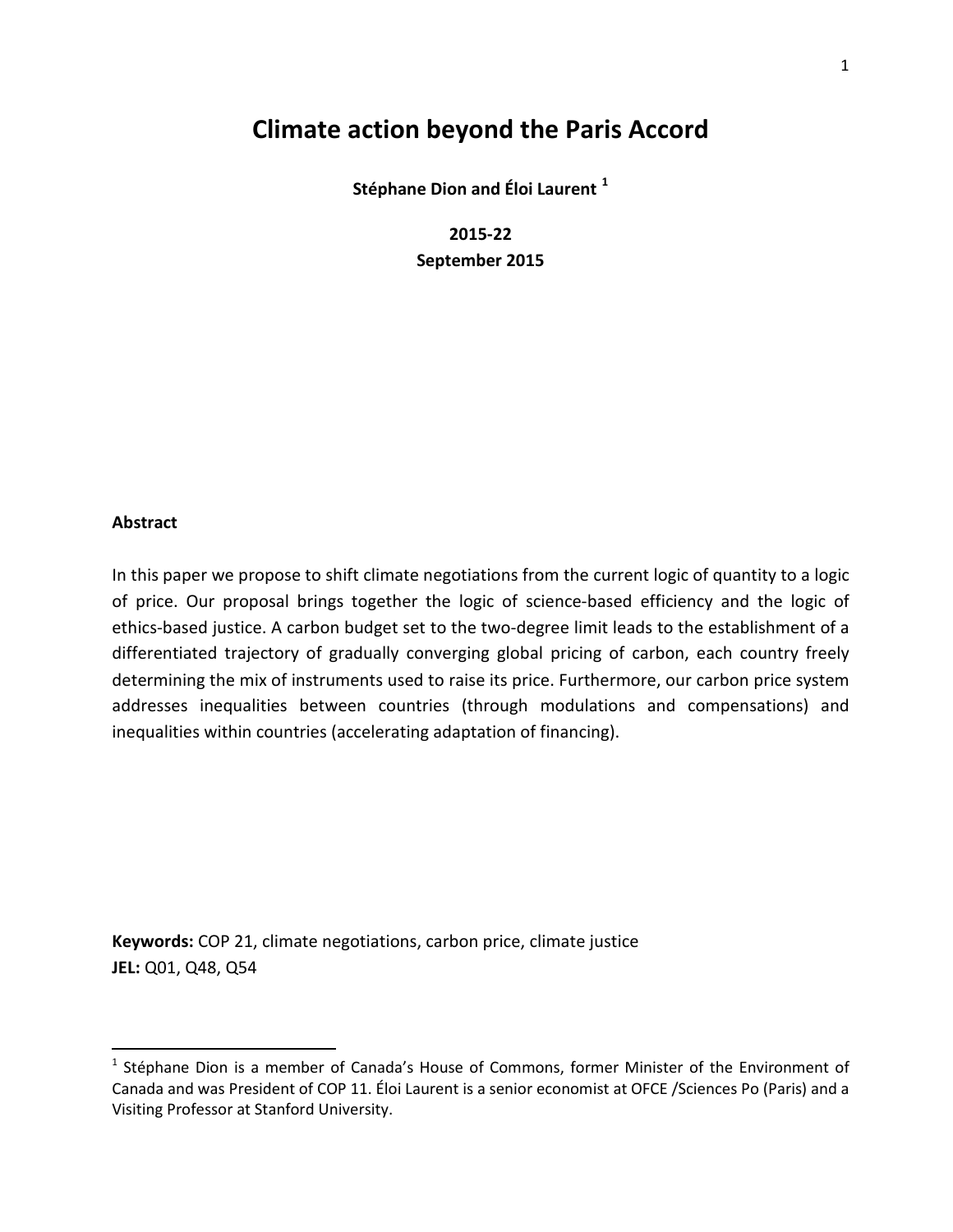# Climate action beyond the Paris Accord

**Stéphane Dion and Éloi Laurent [1]**

**2015-22**

**September 2015**

**Abstract**

In this paper we propose to shift climate negotiations from the current logic of quantity to a logic of price. Our proposal brings together the logic of science-based efficiency and the logic of ethics-based justice. A carbon budget set to the two-degree limit leads to the establishment of a differentiated trajectory of gradually converging global pricing of carbon, each country freely determining the mix of instruments used to raise its price. Furthermore, our carbon price system addresses inequalities between countries (through modulations and compensations) and inequalities within countries (accelerating adaptation of financing).

**Keywords:** COP 21, climate negotiations, carbon price, climate justice

**JEL:** Q01, Q48, Q54

[1] Stéphane Dion is a member of Canada's House of Commons, former Minister of the Environment of Canada and was President of COP 11. Éloi Laurent is a senior economist at OFCE /Sciences Po (Paris) and a Visiting Professor at Stanford University.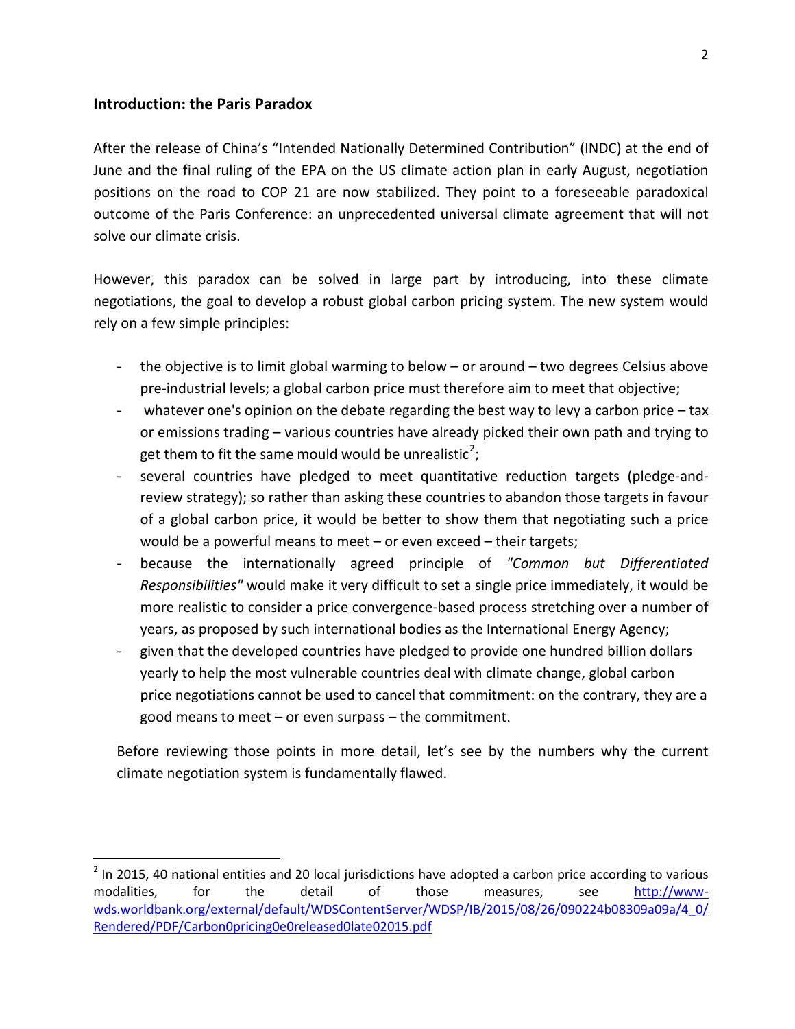## Introduction: the Paris Paradox

After the release of China's "Intended Nationally Determined Contribution" (INDC) at the end of June and the final ruling of the EPA on the US climate action plan in early August, negotiation positions on the road to COP 21 are now stabilized. They point to a foreseeable paradoxical outcome of the Paris Conference: an unprecedented universal climate agreement that will not solve our climate crisis.

However, this paradox can be solved in large part by introducing, into these climate negotiations, the goal to develop a robust global carbon pricing system. The new system would rely on a few simple principles:

- the objective is to limit global warming to below – or around – two degrees Celsius above pre-industrial levels; a global carbon price must therefore aim to meet that objective;
- whatever one's opinion on the debate regarding the best way to levy a carbon price – tax or emissions trading – various countries have already picked their own path and trying to get them to fit the same mould would be unrealistic[2];
- several countries have pledged to meet quantitative reduction targets (pledge-and-review strategy); so rather than asking these countries to abandon those targets in favour of a global carbon price, it would be better to show them that negotiating such a price would be a powerful means to meet – or even exceed – their targets;
- because the internationally agreed principle of *"Common but Differentiated Responsibilities"* would make it very difficult to set a single price immediately, it would be more realistic to consider a price convergence-based process stretching over a number of years, as proposed by such international bodies as the International Energy Agency;
- given that the developed countries have pledged to provide one hundred billion dollars yearly to help the most vulnerable countries deal with climate change, global carbon price negotiations cannot be used to cancel that commitment: on the contrary, they are a good means to meet – or even surpass – the commitment.

Before reviewing those points in more detail, let's see by the numbers why the current climate negotiation system is fundamentally flawed.

[2] In 2015, 40 national entities and 20 local jurisdictions have adopted a carbon price according to various modalities, for the detail of those measures, see http://www-wds.worldbank.org/external/default/WDSContentServer/WDSP/IB/2015/08/26/090224b08309a09a/4_0/Rendered/PDF/Carbon0pricing0e0released0late02015.pdf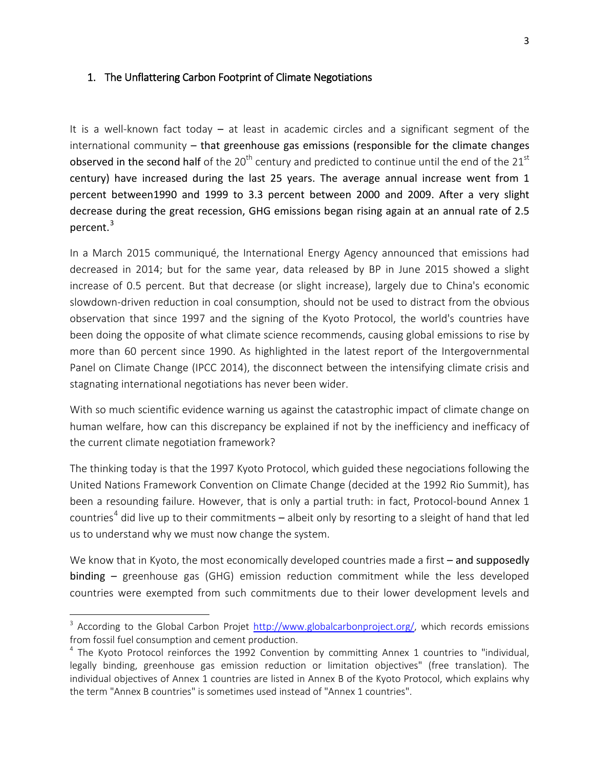## 1. The Unflattering Carbon Footprint of Climate Negotiations

It is a well-known fact today – at least in academic circles and a significant segment of the international community – that greenhouse gas emissions (responsible for the climate changes observed in the second half of the 20th century and predicted to continue until the end of the 21st century) have increased during the last 25 years. The average annual increase went from 1 percent between1990 and 1999 to 3.3 percent between 2000 and 2009. After a very slight decrease during the great recession, GHG emissions began rising again at an annual rate of 2.5 percent.[3]

In a March 2015 communiqué, the International Energy Agency announced that emissions had decreased in 2014; but for the same year, data released by BP in June 2015 showed a slight increase of 0.5 percent. But that decrease (or slight increase), largely due to China's economic slowdown-driven reduction in coal consumption, should not be used to distract from the obvious observation that since 1997 and the signing of the Kyoto Protocol, the world's countries have been doing the opposite of what climate science recommends, causing global emissions to rise by more than 60 percent since 1990. As highlighted in the latest report of the Intergovernmental Panel on Climate Change (IPCC 2014), the disconnect between the intensifying climate crisis and stagnating international negotiations has never been wider.

With so much scientific evidence warning us against the catastrophic impact of climate change on human welfare, how can this discrepancy be explained if not by the inefficiency and inefficacy of the current climate negotiation framework?

The thinking today is that the 1997 Kyoto Protocol, which guided these negociations following the United Nations Framework Convention on Climate Change (decided at the 1992 Rio Summit), has been a resounding failure. However, that is only a partial truth: in fact, Protocol-bound Annex 1 countries[4] did live up to their commitments – albeit only by resorting to a sleight of hand that led us to understand why we must now change the system.

We know that in Kyoto, the most economically developed countries made a first – and supposedly binding – greenhouse gas (GHG) emission reduction commitment while the less developed countries were exempted from such commitments due to their lower development levels and

[3] According to the Global Carbon Projet http://www.globalcarbonproject.org/, which records emissions from fossil fuel consumption and cement production.

[4] The Kyoto Protocol reinforces the 1992 Convention by committing Annex 1 countries to "individual, legally binding, greenhouse gas emission reduction or limitation objectives" (free translation). The individual objectives of Annex 1 countries are listed in Annex B of the Kyoto Protocol, which explains why the term "Annex B countries" is sometimes used instead of "Annex 1 countries".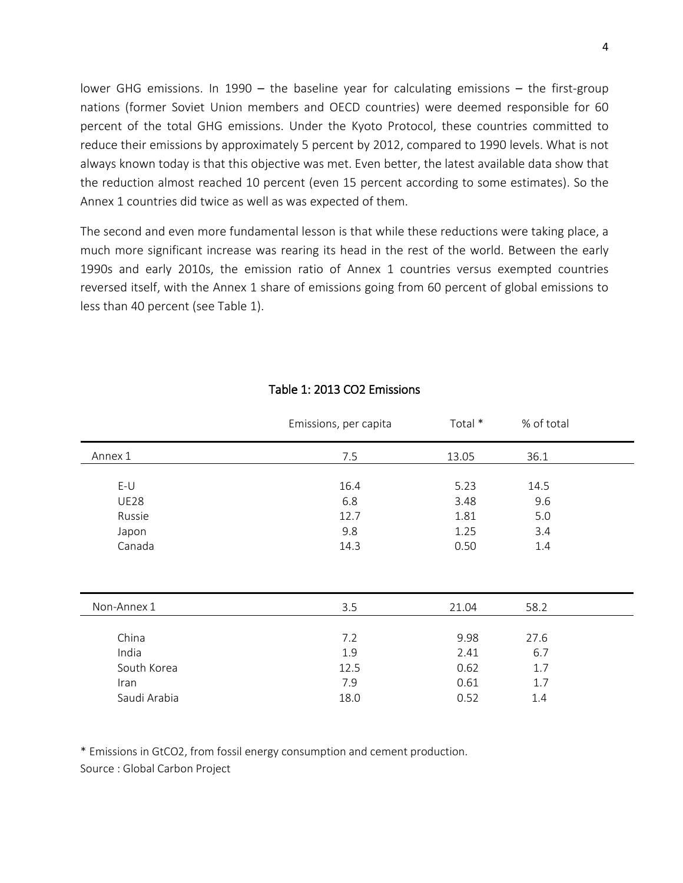lower GHG emissions. In 1990 – the baseline year for calculating emissions – the first-group nations (former Soviet Union members and OECD countries) were deemed responsible for 60 percent of the total GHG emissions. Under the Kyoto Protocol, these countries committed to reduce their emissions by approximately 5 percent by 2012, compared to 1990 levels. What is not always known today is that this objective was met. Even better, the latest available data show that the reduction almost reached 10 percent (even 15 percent according to some estimates). So the Annex 1 countries did twice as well as was expected of them.

The second and even more fundamental lesson is that while these reductions were taking place, a much more significant increase was rearing its head in the rest of the world. Between the early 1990s and early 2010s, the emission ratio of Annex 1 countries versus exempted countries reversed itself, with the Annex 1 share of emissions going from 60 percent of global emissions to less than 40 percent (see Table 1).

Table 1: 2013 $CO_2$ Emissions

| | Emissions, per capita | Total * | % of total |
|---|---|---|---|
| Annex 1 | 7.5 | 13.05 | 36.1 |
| E-U | 16.4 | 5.23 | 14.5 |
| UE28 | 6.8 | 3.48 | 9.6 |
| Russie | 12.7 | 1.81 | 5.0 |
| Japon | 9.8 | 1.25 | 3.4 |
| Canada | 14.3 | 0.50 | 1.4 |
| Non-Annex 1 | 3.5 | 21.04 | 58.2 |
| China | 7.2 | 9.98 | 27.6 |
| India | 1.9 | 2.41 | 6.7 |
| South Korea | 12.5 | 0.62 | 1.7 |
| Iran | 7.9 | 0.61 | 1.7 |
| Saudi Arabia | 18.0 | 0.52 | 1.4 |

* Emissions in $GtCO_2$, from fossil energy consumption and cement production.

Source : Global Carbon Project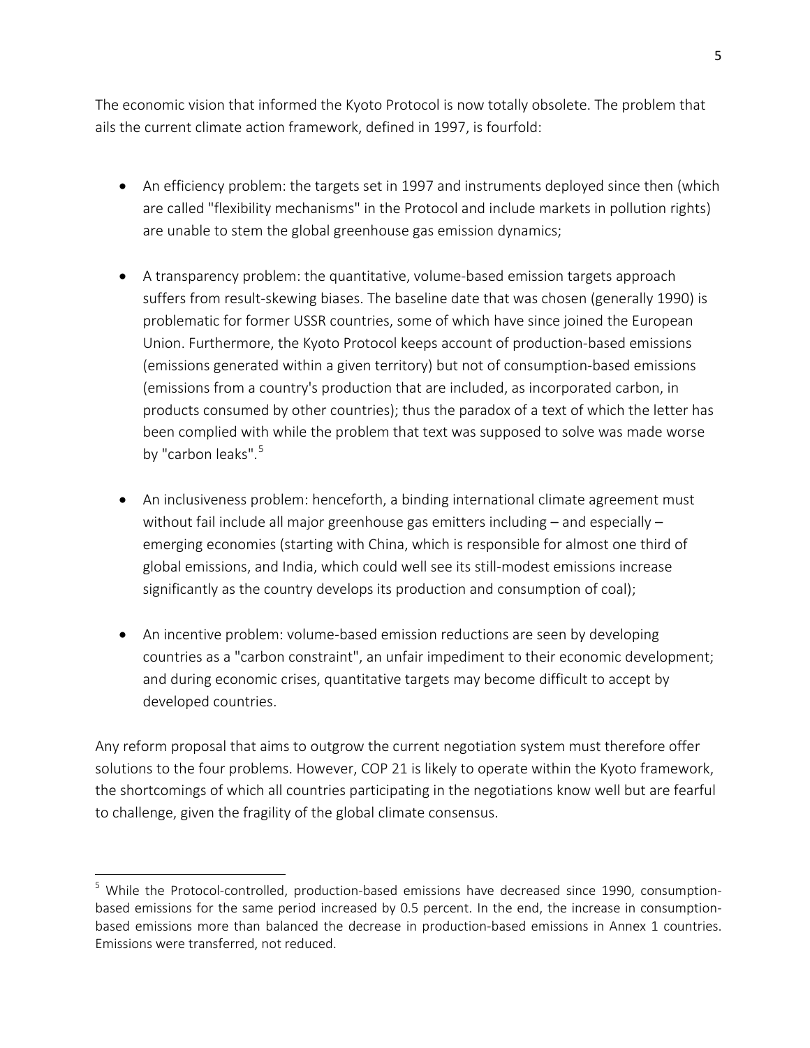The economic vision that informed the Kyoto Protocol is now totally obsolete. The problem that ails the current climate action framework, defined in 1997, is fourfold:

- An efficiency problem: the targets set in 1997 and instruments deployed since then (which are called "flexibility mechanisms" in the Protocol and include markets in pollution rights) are unable to stem the global greenhouse gas emission dynamics;

- A transparency problem: the quantitative, volume-based emission targets approach suffers from result-skewing biases. The baseline date that was chosen (generally 1990) is problematic for former USSR countries, some of which have since joined the European Union. Furthermore, the Kyoto Protocol keeps account of production-based emissions (emissions generated within a given territory) but not of consumption-based emissions (emissions from a country's production that are included, as incorporated carbon, in products consumed by other countries); thus the paradox of a text of which the letter has been complied with while the problem that text was supposed to solve was made worse by "carbon leaks".[5]

- An inclusiveness problem: henceforth, a binding international climate agreement must without fail include all major greenhouse gas emitters including – and especially – emerging economies (starting with China, which is responsible for almost one third of global emissions, and India, which could well see its still-modest emissions increase significantly as the country develops its production and consumption of coal);

- An incentive problem: volume-based emission reductions are seen by developing countries as a "carbon constraint", an unfair impediment to their economic development; and during economic crises, quantitative targets may become difficult to accept by developed countries.

Any reform proposal that aims to outgrow the current negotiation system must therefore offer solutions to the four problems. However, COP 21 is likely to operate within the Kyoto framework, the shortcomings of which all countries participating in the negotiations know well but are fearful to challenge, given the fragility of the global climate consensus.

---

[5] While the Protocol-controlled, production-based emissions have decreased since 1990, consumption-based emissions for the same period increased by 0.5 percent. In the end, the increase in consumption-based emissions more than balanced the decrease in production-based emissions in Annex 1 countries. Emissions were transferred, not reduced.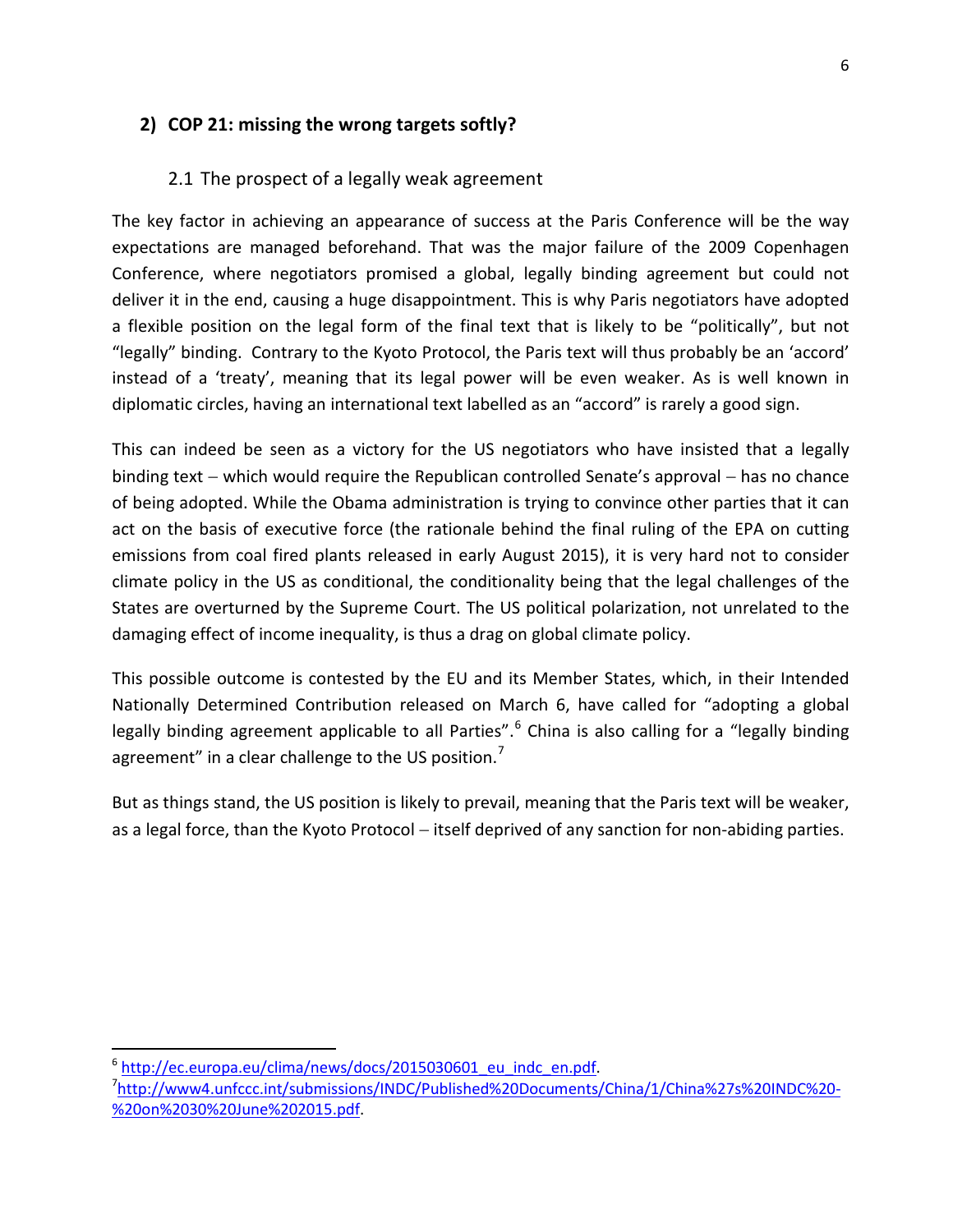## 2) COP 21: missing the wrong targets softly?

### 2.1 The prospect of a legally weak agreement

The key factor in achieving an appearance of success at the Paris Conference will be the way expectations are managed beforehand. That was the major failure of the 2009 Copenhagen Conference, where negotiators promised a global, legally binding agreement but could not deliver it in the end, causing a huge disappointment. This is why Paris negotiators have adopted a flexible position on the legal form of the final text that is likely to be "politically", but not "legally" binding. Contrary to the Kyoto Protocol, the Paris text will thus probably be an 'accord' instead of a 'treaty', meaning that its legal power will be even weaker. As is well known in diplomatic circles, having an international text labelled as an "accord" is rarely a good sign.

This can indeed be seen as a victory for the US negotiators who have insisted that a legally binding text – which would require the Republican controlled Senate's approval – has no chance of being adopted. While the Obama administration is trying to convince other parties that it can act on the basis of executive force (the rationale behind the final ruling of the EPA on cutting emissions from coal fired plants released in early August 2015), it is very hard not to consider climate policy in the US as conditional, the conditionality being that the legal challenges of the States are overturned by the Supreme Court. The US political polarization, not unrelated to the damaging effect of income inequality, is thus a drag on global climate policy.

This possible outcome is contested by the EU and its Member States, which, in their Intended Nationally Determined Contribution released on March 6, have called for "adopting a global legally binding agreement applicable to all Parties".[6] China is also calling for a "legally binding agreement" in a clear challenge to the US position.[7]

But as things stand, the US position is likely to prevail, meaning that the Paris text will be weaker, as a legal force, than the Kyoto Protocol – itself deprived of any sanction for non-abiding parties.

---

[6] http://ec.europa.eu/clima/news/docs/2015030601_eu_indc_en.pdf.

[7] http://www4.unfccc.int/submissions/INDC/Published%20Documents/China/1/China%27s%20INDC%20-%20on%2030%20June%202015.pdf.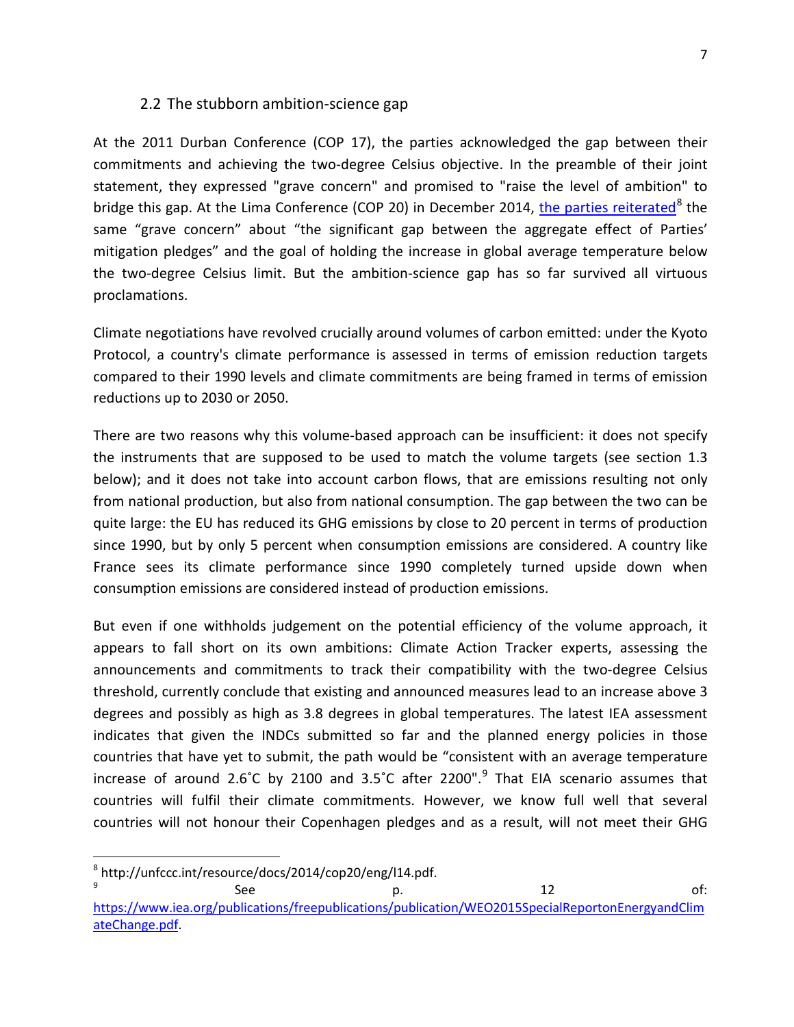## 2.2 The stubborn ambition-science gap

At the 2011 Durban Conference (COP 17), the parties acknowledged the gap between their commitments and achieving the two-degree Celsius objective. In the preamble of their joint statement, they expressed "grave concern" and promised to "raise the level of ambition" to bridge this gap. At the Lima Conference (COP 20) in December 2014, the parties reiterated[8] the same "grave concern" about "the significant gap between the aggregate effect of Parties' mitigation pledges" and the goal of holding the increase in global average temperature below the two-degree Celsius limit. But the ambition-science gap has so far survived all virtuous proclamations.

Climate negotiations have revolved crucially around volumes of carbon emitted: under the Kyoto Protocol, a country's climate performance is assessed in terms of emission reduction targets compared to their 1990 levels and climate commitments are being framed in terms of emission reductions up to 2030 or 2050.

There are two reasons why this volume-based approach can be insufficient: it does not specify the instruments that are supposed to be used to match the volume targets (see section 1.3 below); and it does not take into account carbon flows, that are emissions resulting not only from national production, but also from national consumption. The gap between the two can be quite large: the EU has reduced its GHG emissions by close to 20 percent in terms of production since 1990, but by only 5 percent when consumption emissions are considered. A country like France sees its climate performance since 1990 completely turned upside down when consumption emissions are considered instead of production emissions.

But even if one withholds judgement on the potential efficiency of the volume approach, it appears to fall short on its own ambitions: Climate Action Tracker experts, assessing the announcements and commitments to track their compatibility with the two-degree Celsius threshold, currently conclude that existing and announced measures lead to an increase above 3 degrees and possibly as high as 3.8 degrees in global temperatures. The latest IEA assessment indicates that given the INDCs submitted so far and the planned energy policies in those countries that have yet to submit, the path would be "consistent with an average temperature increase of around 2.6˚C by 2100 and 3.5˚C after 2200".[9] That EIA scenario assumes that countries will fulfil their climate commitments. However, we know full well that several countries will not honour their Copenhagen pledges and as a result, will not meet their GHG

---

[8] http://unfccc.int/resource/docs/2014/cop20/eng/l14.pdf.

[9] See p. 12 of: https://www.iea.org/publications/freepublications/publication/WEO2015SpecialReportonEnergyandClimateChange.pdf.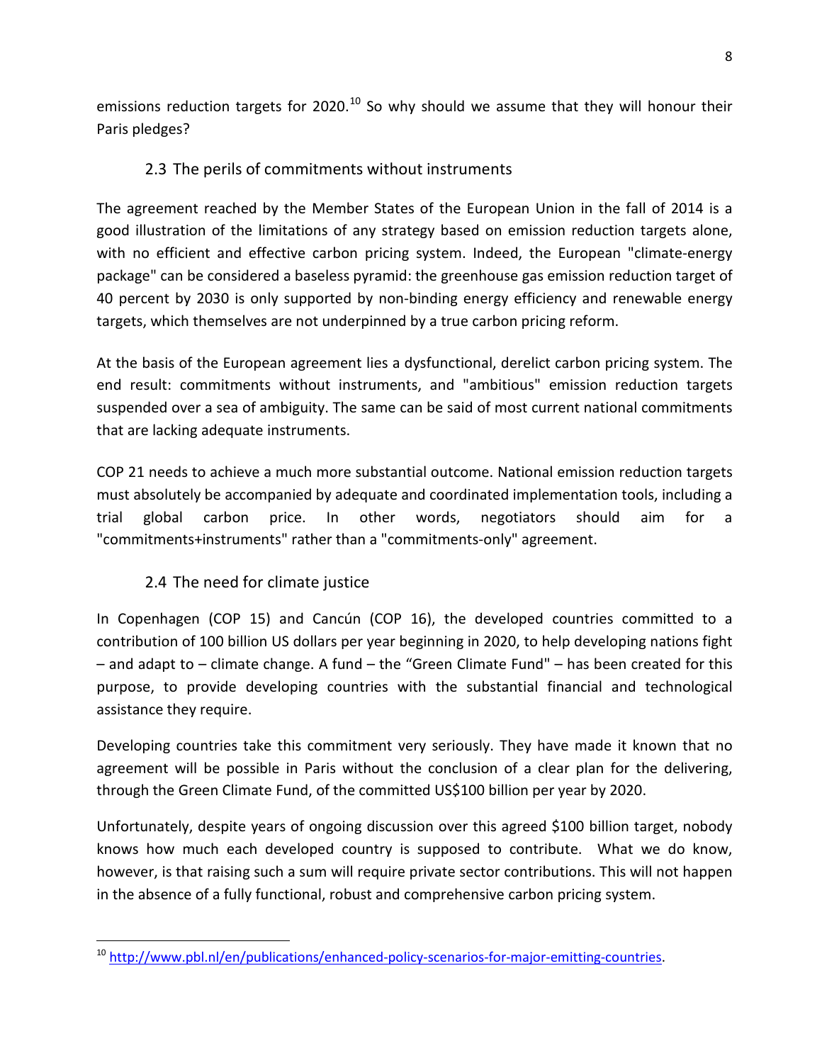emissions reduction targets for 2020.[10] So why should we assume that they will honour their Paris pledges?

### 2.3 The perils of commitments without instruments

The agreement reached by the Member States of the European Union in the fall of 2014 is a good illustration of the limitations of any strategy based on emission reduction targets alone, with no efficient and effective carbon pricing system. Indeed, the European "climate-energy package" can be considered a baseless pyramid: the greenhouse gas emission reduction target of 40 percent by 2030 is only supported by non-binding energy efficiency and renewable energy targets, which themselves are not underpinned by a true carbon pricing reform.

At the basis of the European agreement lies a dysfunctional, derelict carbon pricing system. The end result: commitments without instruments, and "ambitious" emission reduction targets suspended over a sea of ambiguity. The same can be said of most current national commitments that are lacking adequate instruments.

COP 21 needs to achieve a much more substantial outcome. National emission reduction targets must absolutely be accompanied by adequate and coordinated implementation tools, including a trial global carbon price. In other words, negotiators should aim for a "commitments+instruments" rather than a "commitments-only" agreement.

### 2.4 The need for climate justice

In Copenhagen (COP 15) and Cancún (COP 16), the developed countries committed to a contribution of 100 billion US dollars per year beginning in 2020, to help developing nations fight – and adapt to – climate change. A fund – the "Green Climate Fund" – has been created for this purpose, to provide developing countries with the substantial financial and technological assistance they require.

Developing countries take this commitment very seriously. They have made it known that no agreement will be possible in Paris without the conclusion of a clear plan for the delivering, through the Green Climate Fund, of the committed US$100 billion per year by 2020.

Unfortunately, despite years of ongoing discussion over this agreed $100 billion target, nobody knows how much each developed country is supposed to contribute. What we do know, however, is that raising such a sum will require private sector contributions. This will not happen in the absence of a fully functional, robust and comprehensive carbon pricing system.

---

[10] http://www.pbl.nl/en/publications/enhanced-policy-scenarios-for-major-emitting-countries.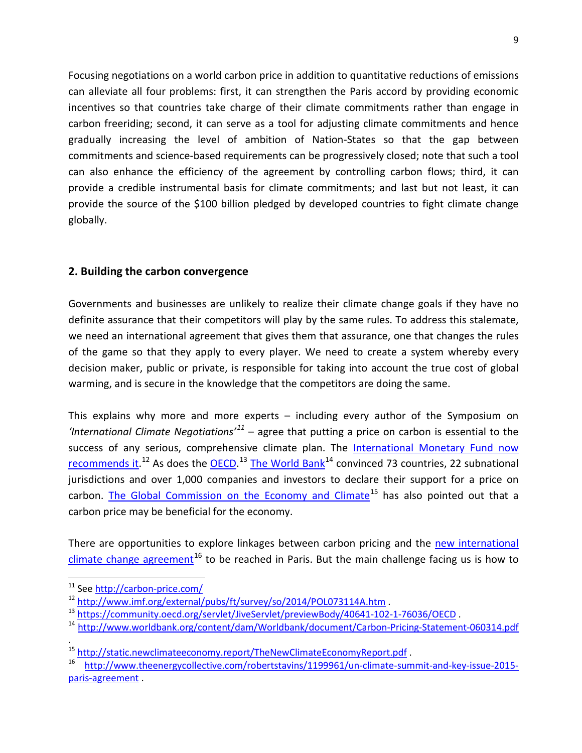Focusing negotiations on a world carbon price in addition to quantitative reductions of emissions can alleviate all four problems: first, it can strengthen the Paris accord by providing economic incentives so that countries take charge of their climate commitments rather than engage in carbon freeriding; second, it can serve as a tool for adjusting climate commitments and hence gradually increasing the level of ambition of Nation-States so that the gap between commitments and science-based requirements can be progressively closed; note that such a tool can also enhance the efficiency of the agreement by controlling carbon flows; third, it can provide a credible instrumental basis for climate commitments; and last but not least, it can provide the source of the $100 billion pledged by developed countries to fight climate change globally.

## 2. Building the carbon convergence

Governments and businesses are unlikely to realize their climate change goals if they have no definite assurance that their competitors will play by the same rules. To address this stalemate, we need an international agreement that gives them that assurance, one that changes the rules of the game so that they apply to every player. We need to create a system whereby every decision maker, public or private, is responsible for taking into account the true cost of global warming, and is secure in the knowledge that the competitors are doing the same.

This explains why more and more experts – including every author of the Symposium on *'International Climate Negotiations'*[11] – agree that putting a price on carbon is essential to the success of any serious, comprehensive climate plan. The International Monetary Fund now recommends it.[12] As does the OECD.[13] The World Bank[14] convinced 73 countries, 22 subnational jurisdictions and over 1,000 companies and investors to declare their support for a price on carbon. The Global Commission on the Economy and Climate[15] has also pointed out that a carbon price may be beneficial for the economy.

There are opportunities to explore linkages between carbon pricing and the new international climate change agreement[16] to be reached in Paris. But the main challenge facing us is how to

---

[11] See http://carbon-price.com/

[12] http://www.imf.org/external/pubs/ft/survey/so/2014/POL073114A.htm .

[13] https://community.oecd.org/servlet/JiveServlet/previewBody/40641-102-1-76036/OECD .

[14] http://www.worldbank.org/content/dam/Worldbank/document/Carbon-Pricing-Statement-060314.pdf .

[15] http://static.newclimateeconomy.report/TheNewClimateEconomyReport.pdf .

[16] http://www.theenergycollective.com/robertstavins/1199961/un-climate-summit-and-key-issue-2015-paris-agreement .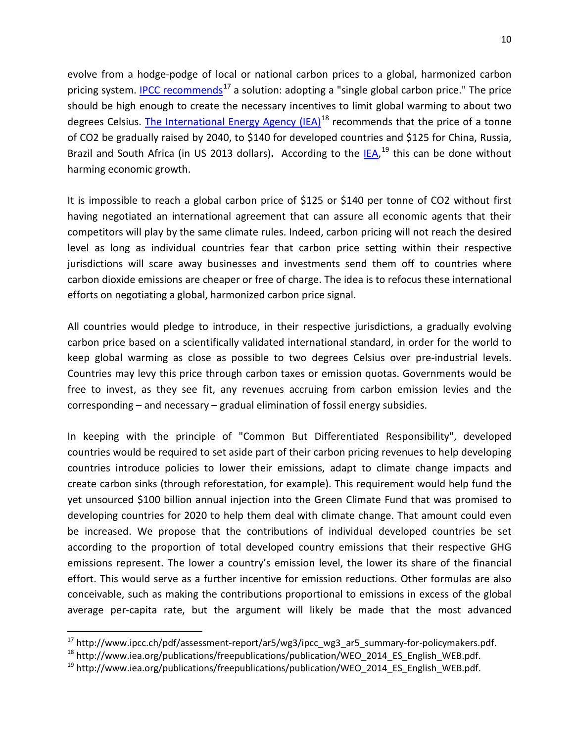evolve from a hodge-podge of local or national carbon prices to a global, harmonized carbon pricing system. [IPCC recommends][17] a solution: adopting a "single global carbon price." The price should be high enough to create the necessary incentives to limit global warming to about two degrees Celsius. [The International Energy Agency (IEA)][18] recommends that the price of a tonne of CO2 be gradually raised by 2040, to $140 for developed countries and $125 for China, Russia, Brazil and South Africa (in US 2013 dollars). According to the [IEA][19] this can be done without harming economic growth.

It is impossible to reach a global carbon price of $125 or $140 per tonne of CO2 without first having negotiated an international agreement that can assure all economic agents that their competitors will play by the same climate rules. Indeed, carbon pricing will not reach the desired level as long as individual countries fear that carbon price setting within their respective jurisdictions will scare away businesses and investments send them off to countries where carbon dioxide emissions are cheaper or free of charge. The idea is to refocus these international efforts on negotiating a global, harmonized carbon price signal.

All countries would pledge to introduce, in their respective jurisdictions, a gradually evolving carbon price based on a scientifically validated international standard, in order for the world to keep global warming as close as possible to two degrees Celsius over pre-industrial levels. Countries may levy this price through carbon taxes or emission quotas. Governments would be free to invest, as they see fit, any revenues accruing from carbon emission levies and the corresponding – and necessary – gradual elimination of fossil energy subsidies.

In keeping with the principle of "Common But Differentiated Responsibility", developed countries would be required to set aside part of their carbon pricing revenues to help developing countries introduce policies to lower their emissions, adapt to climate change impacts and create carbon sinks (through reforestation, for example). This requirement would help fund the yet unsourced $100 billion annual injection into the Green Climate Fund that was promised to developing countries for 2020 to help them deal with climate change. That amount could even be increased. We propose that the contributions of individual developed countries be set according to the proportion of total developed country emissions that their respective GHG emissions represent. The lower a country's emission level, the lower its share of the financial effort. This would serve as a further incentive for emission reductions. Other formulas are also conceivable, such as making the contributions proportional to emissions in excess of the global average per-capita rate, but the argument will likely be made that the most advanced

---

[17] http://www.ipcc.ch/pdf/assessment-report/ar5/wg3/ipcc_wg3_ar5_summary-for-policymakers.pdf.

[18] http://www.iea.org/publications/freepublications/publication/WEO_2014_ES_English_WEB.pdf.

[19] http://www.iea.org/publications/freepublications/publication/WEO_2014_ES_English_WEB.pdf.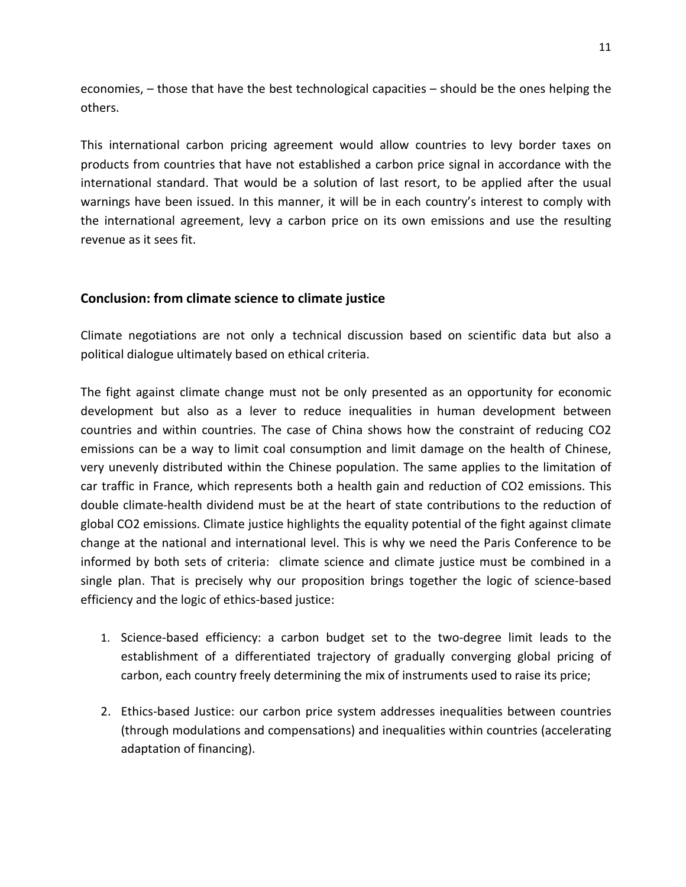economies, – those that have the best technological capacities – should be the ones helping the others.

This international carbon pricing agreement would allow countries to levy border taxes on products from countries that have not established a carbon price signal in accordance with the international standard. That would be a solution of last resort, to be applied after the usual warnings have been issued. In this manner, it will be in each country's interest to comply with the international agreement, levy a carbon price on its own emissions and use the resulting revenue as it sees fit.

## Conclusion: from climate science to climate justice

Climate negotiations are not only a technical discussion based on scientific data but also a political dialogue ultimately based on ethical criteria.

The fight against climate change must not be only presented as an opportunity for economic development but also as a lever to reduce inequalities in human development between countries and within countries. The case of China shows how the constraint of reducing $CO_2$ emissions can be a way to limit coal consumption and limit damage on the health of Chinese, very unevenly distributed within the Chinese population. The same applies to the limitation of car traffic in France, which represents both a health gain and reduction of $CO_2$ emissions. This double climate-health dividend must be at the heart of state contributions to the reduction of global $CO_2$ emissions. Climate justice highlights the equality potential of the fight against climate change at the national and international level. This is why we need the Paris Conference to be informed by both sets of criteria: climate science and climate justice must be combined in a single plan. That is precisely why our proposition brings together the logic of science-based efficiency and the logic of ethics-based justice:

1. Science-based efficiency: a carbon budget set to the two-degree limit leads to the establishment of a differentiated trajectory of gradually converging global pricing of carbon, each country freely determining the mix of instruments used to raise its price;

2. Ethics-based Justice: our carbon price system addresses inequalities between countries (through modulations and compensations) and inequalities within countries (accelerating adaptation of financing).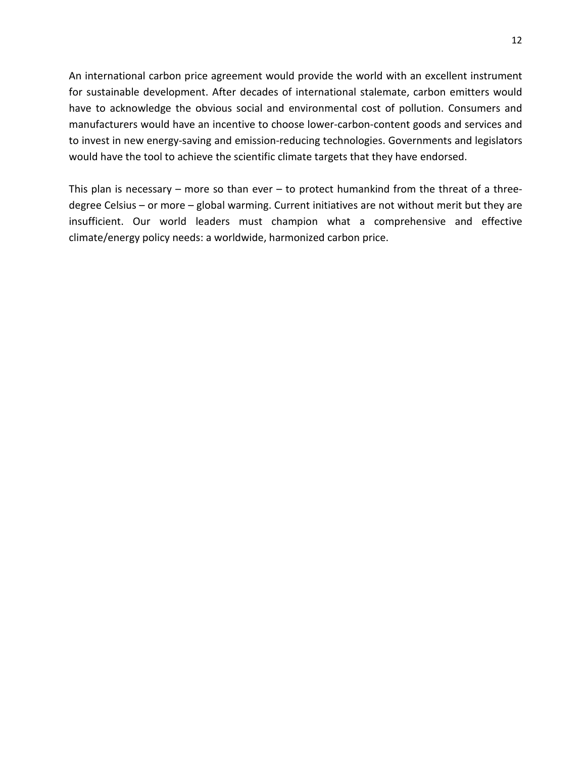An international carbon price agreement would provide the world with an excellent instrument for sustainable development. After decades of international stalemate, carbon emitters would have to acknowledge the obvious social and environmental cost of pollution. Consumers and manufacturers would have an incentive to choose lower-carbon-content goods and services and to invest in new energy-saving and emission-reducing technologies. Governments and legislators would have the tool to achieve the scientific climate targets that they have endorsed.

This plan is necessary – more so than ever – to protect humankind from the threat of a three-degree Celsius – or more – global warming. Current initiatives are not without merit but they are insufficient. Our world leaders must champion what a comprehensive and effective climate/energy policy needs: a worldwide, harmonized carbon price.